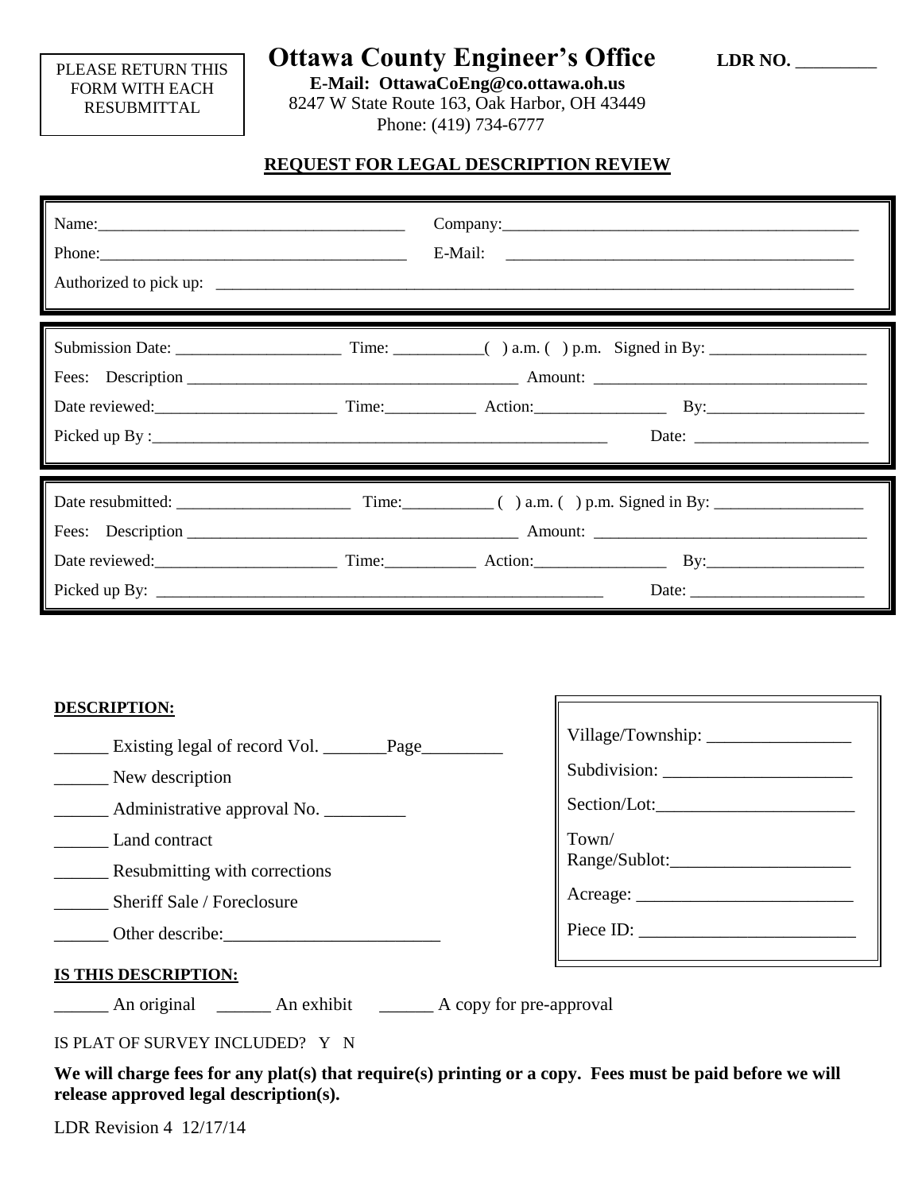PLEASE RETURN THIS FORM WITH EACH RESUBMITTAL

# Ottawa County Engineer's Office

**LDR NO.** _________

**E-Mail: OttawaCoEng@co.ottawa.oh.us**
8247 W State Route 163, Oak Harbor, OH 43449
Phone: (419) 734-6777

## REQUEST FOR LEGAL DESCRIPTION REVIEW

Name:_____________________________________ Company:___________________________________________

Phone:_____________________________________ E-Mail: __________________________________________

Authorized to pick up: ________________________________________________________________________________

---

Submission Date: ____________________ Time: ___________( ) a.m. ( ) p.m. Signed in By: ___________________

Fees: Description _________________________________________ Amount: __________________________________

Date reviewed:______________________ Time:___________ Action:________________ By:___________________

Picked up By :_________________________________________________________ Date: _____________________

---

Date resubmitted: _____________________ Time:___________ ( ) a.m. ( ) p.m. Signed in By: __________________

Fees: Description _________________________________________ Amount: __________________________________

Date reviewed:______________________ Time:___________ Action:________________ By:___________________

Picked up By: _________________________________________________________ Date: _____________________

---

**DESCRIPTION:**

______ Existing legal of record Vol. _______Page_________

______ New description

______ Administrative approval No. _________

______ Land contract

______ Resubmitting with corrections

______ Sheriff Sale / Foreclosure

______ Other describe:________________________

Village/Township: ________________

Subdivision: _____________________

Section/Lot:______________________

Town/ Range/Sublot:____________________

Acreage: ________________________

Piece ID: ________________________

**IS THIS DESCRIPTION:**

______ An original ______ An exhibit ______ A copy for pre-approval

IS PLAT OF SURVEY INCLUDED? Y N

**We will charge fees for any plat(s) that require(s) printing or a copy. Fees must be paid before we will release approved legal description(s).**

LDR Revision 4 12/17/14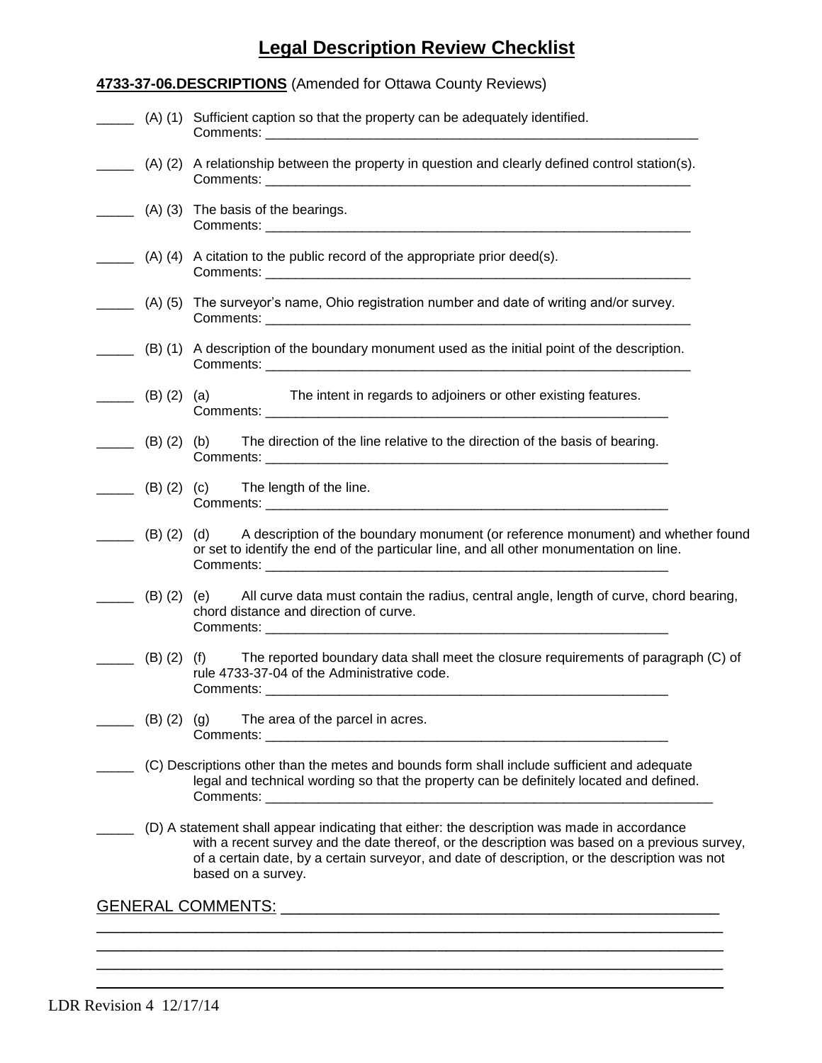# Legal Description Review Checklist

**4733-37-06.DESCRIPTIONS** (Amended for Ottawa County Reviews)

_____ (A) (1) Sufficient caption so that the property can be adequately identified.
Comments: ____________________________________________________________

_____ (A) (2) A relationship between the property in question and clearly defined control station(s).
Comments: ____________________________________________________________

_____ (A) (3) The basis of the bearings.
Comments: ____________________________________________________________

_____ (A) (4) A citation to the public record of the appropriate prior deed(s).
Comments: ____________________________________________________________

_____ (A) (5) The surveyor's name, Ohio registration number and date of writing and/or survey.
Comments: ____________________________________________________________

_____ (B) (1) A description of the boundary monument used as the initial point of the description.
Comments: ____________________________________________________________

_____ (B) (2) (a) The intent in regards to adjoiners or other existing features.
Comments: ________________________________________________________

_____ (B) (2) (b) The direction of the line relative to the direction of the basis of bearing.
Comments: ________________________________________________________

_____ (B) (2) (c) The length of the line.
Comments: ________________________________________________________

_____ (B) (2) (d) A description of the boundary monument (or reference monument) and whether found or set to identify the end of the particular line, and all other monumentation on line.
Comments: ________________________________________________________

_____ (B) (2) (e) All curve data must contain the radius, central angle, length of curve, chord bearing, chord distance and direction of curve.
Comments: ________________________________________________________

_____ (B) (2) (f) The reported boundary data shall meet the closure requirements of paragraph (C) of rule 4733-37-04 of the Administrative code.
Comments: ________________________________________________________

_____ (B) (2) (g) The area of the parcel in acres.
Comments: ________________________________________________________

_____ (C) Descriptions other than the metes and bounds form shall include sufficient and adequate legal and technical wording so that the property can be definitely located and defined.
Comments: ______________________________________________________________

_____ (D) A statement shall appear indicating that either: the description was made in accordance with a recent survey and the date thereof, or the description was based on a previous survey, of a certain date, by a certain surveyor, and date of description, or the description was not based on a survey.

GENERAL COMMENTS: ____________________________________________________
__________________________________________________________________________
__________________________________________________________________________
__________________________________________________________________________
__________________________________________________________________________

LDR Revision 4 12/17/14